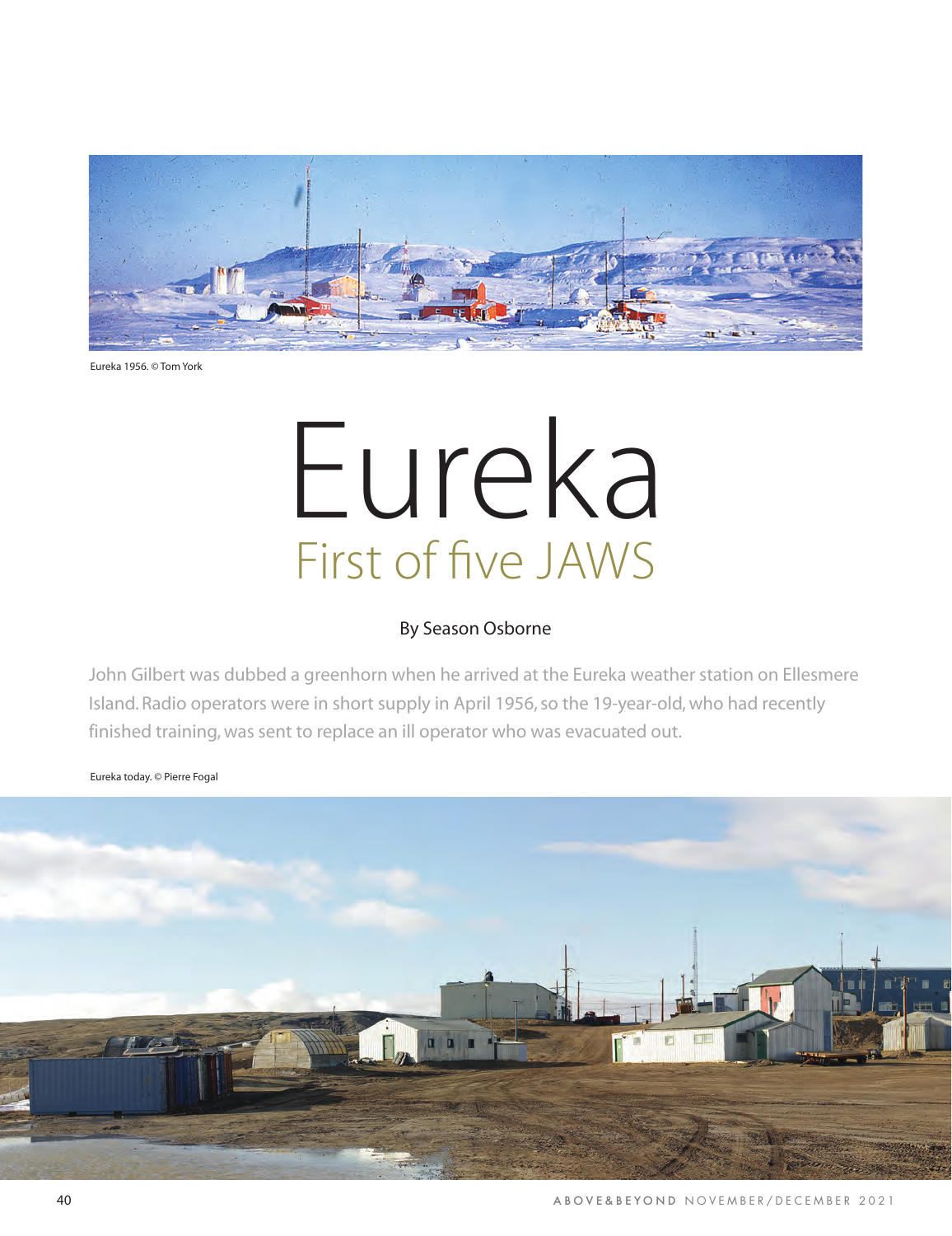Eureka 1956. © Tom York

# Eureka

## First of five JAWS

By Season Osborne

John Gilbert was dubbed a greenhorn when he arrived at the Eureka weather station on Ellesmere Island. Radio operators were in short supply in April 1956, so the 19-year-old, who had recently finished training, was sent to replace an ill operator who was evacuated out.

Eureka today. © Pierre Fogal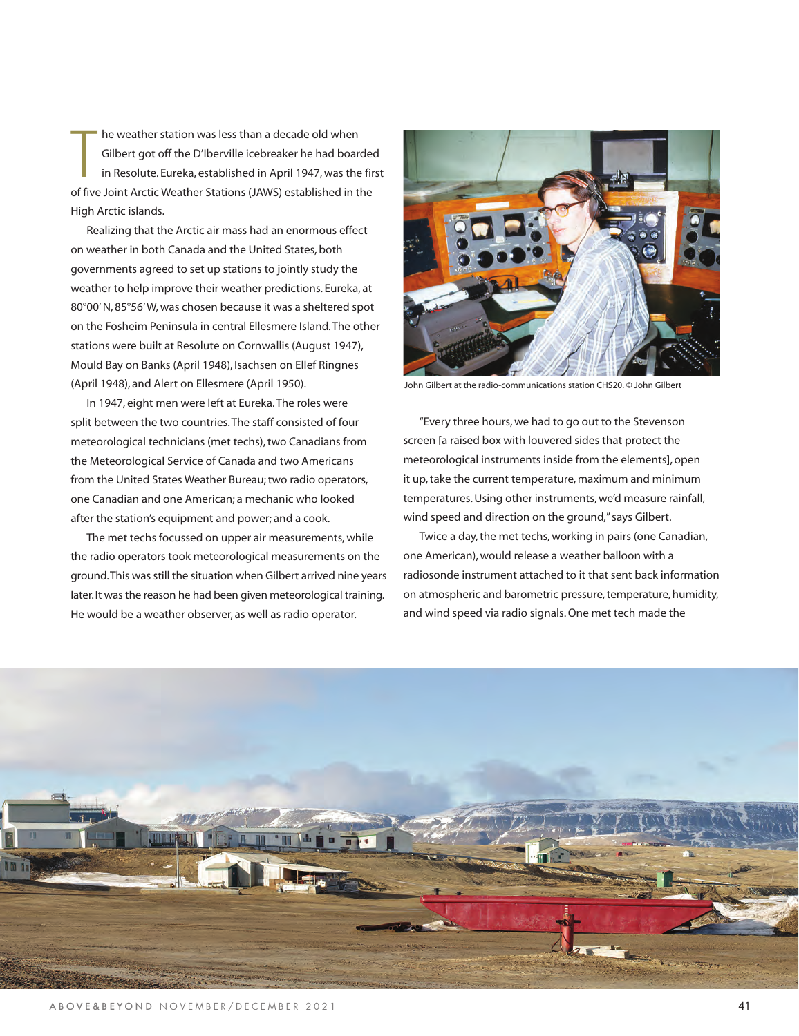The weather station was less than a decade old when Gilbert got off the D'Iberville icebreaker he had boarded in Resolute. Eureka, established in April 1947, was the first of five Joint Arctic Weather Stations (JAWS) established in the High Arctic islands.

Realizing that the Arctic air mass had an enormous effect on weather in both Canada and the United States, both governments agreed to set up stations to jointly study the weather to help improve their weather predictions. Eureka, at 80°00′ N, 85°56′ W, was chosen because it was a sheltered spot on the Fosheim Peninsula in central Ellesmere Island. The other stations were built at Resolute on Cornwallis (August 1947), Mould Bay on Banks (April 1948), Isachsen on Ellef Ringnes (April 1948), and Alert on Ellesmere (April 1950).

In 1947, eight men were left at Eureka. The roles were split between the two countries. The staff consisted of four meteorological technicians (met techs), two Canadians from the Meteorological Service of Canada and two Americans from the United States Weather Bureau; two radio operators, one Canadian and one American; a mechanic who looked after the station's equipment and power; and a cook.

The met techs focussed on upper air measurements, while the radio operators took meteorological measurements on the ground. This was still the situation when Gilbert arrived nine years later. It was the reason he had been given meteorological training. He would be a weather observer, as well as radio operator.

John Gilbert at the radio-communications station CHS20. © John Gilbert

"Every three hours, we had to go out to the Stevenson screen [a raised box with louvered sides that protect the meteorological instruments inside from the elements], open it up, take the current temperature, maximum and minimum temperatures. Using other instruments, we'd measure rainfall, wind speed and direction on the ground," says Gilbert.

Twice a day, the met techs, working in pairs (one Canadian, one American), would release a weather balloon with a radiosonde instrument attached to it that sent back information on atmospheric and barometric pressure, temperature, humidity, and wind speed via radio signals. One met tech made the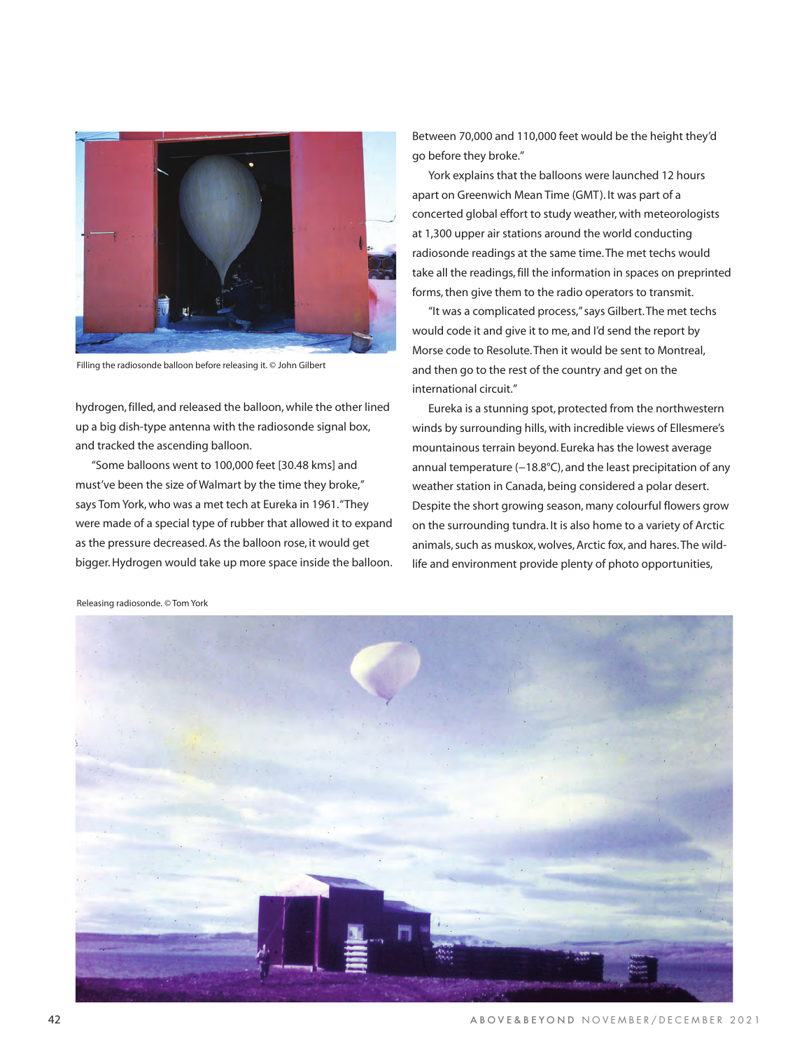Filling the radiosonde balloon before releasing it. © John Gilbert

hydrogen, filled, and released the balloon, while the other lined up a big dish-type antenna with the radiosonde signal box, and tracked the ascending balloon.

"Some balloons went to 100,000 feet [30.48 kms] and must've been the size of Walmart by the time they broke," says Tom York, who was a met tech at Eureka in 1961. "They were made of a special type of rubber that allowed it to expand as the pressure decreased. As the balloon rose, it would get bigger. Hydrogen would take up more space inside the balloon. Between 70,000 and 110,000 feet would be the height they'd go before they broke."

York explains that the balloons were launched 12 hours apart on Greenwich Mean Time (GMT). It was part of a concerted global effort to study weather, with meteorologists at 1,300 upper air stations around the world conducting radiosonde readings at the same time. The met techs would take all the readings, fill the information in spaces on preprinted forms, then give them to the radio operators to transmit.

"It was a complicated process," says Gilbert. The met techs would code it and give it to me, and I'd send the report by Morse code to Resolute. Then it would be sent to Montreal, and then go to the rest of the country and get on the international circuit."

Eureka is a stunning spot, protected from the northwestern winds by surrounding hills, with incredible views of Ellesmere's mountainous terrain beyond. Eureka has the lowest average annual temperature (−18.8°C), and the least precipitation of any weather station in Canada, being considered a polar desert. Despite the short growing season, many colourful flowers grow on the surrounding tundra. It is also home to a variety of Arctic animals, such as muskox, wolves, Arctic fox, and hares. The wildlife and environment provide plenty of photo opportunities,

Releasing radiosonde. © Tom York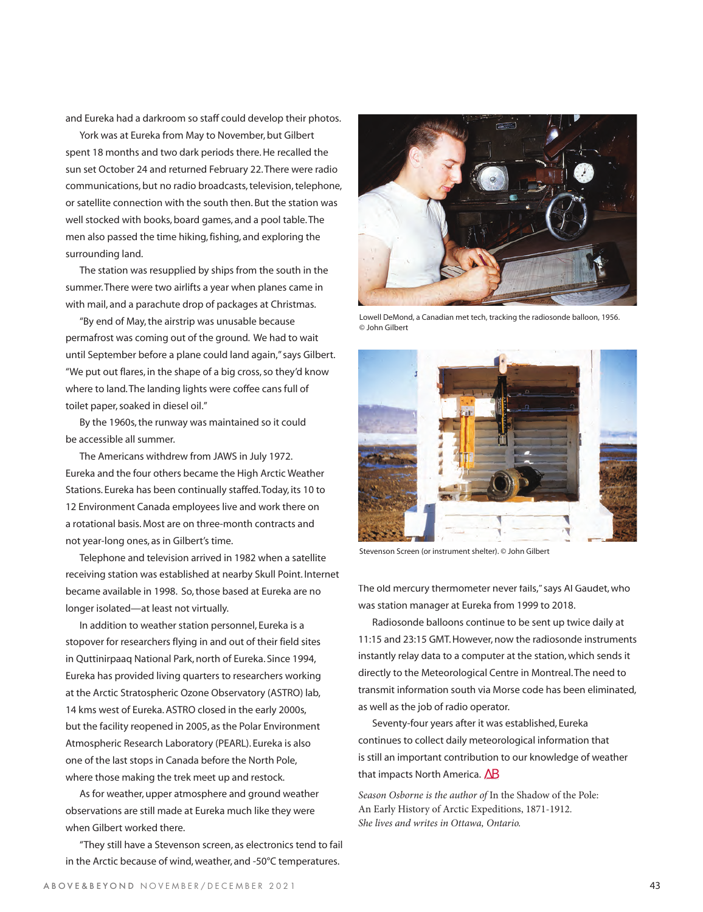and Eureka had a darkroom so staff could develop their photos.

York was at Eureka from May to November, but Gilbert spent 18 months and two dark periods there. He recalled the sun set October 24 and returned February 22. There were radio communications, but no radio broadcasts, television, telephone, or satellite connection with the south then. But the station was well stocked with books, board games, and a pool table. The men also passed the time hiking, fishing, and exploring the surrounding land.

The station was resupplied by ships from the south in the summer. There were two airlifts a year when planes came in with mail, and a parachute drop of packages at Christmas.

"By end of May, the airstrip was unusable because permafrost was coming out of the ground. We had to wait until September before a plane could land again," says Gilbert. "We put out flares, in the shape of a big cross, so they'd know where to land. The landing lights were coffee cans full of toilet paper, soaked in diesel oil."

By the 1960s, the runway was maintained so it could be accessible all summer.

The Americans withdrew from JAWS in July 1972. Eureka and the four others became the High Arctic Weather Stations. Eureka has been continually staffed. Today, its 10 to 12 Environment Canada employees live and work there on a rotational basis. Most are on three-month contracts and not year-long ones, as in Gilbert's time.

Telephone and television arrived in 1982 when a satellite receiving station was established at nearby Skull Point. Internet became available in 1998. So, those based at Eureka are no longer isolated—at least not virtually.

In addition to weather station personnel, Eureka is a stopover for researchers flying in and out of their field sites in Quttinirpaaq National Park, north of Eureka. Since 1994, Eureka has provided living quarters to researchers working at the Arctic Stratospheric Ozone Observatory (ASTRO) lab, 14 kms west of Eureka. ASTRO closed in the early 2000s, but the facility reopened in 2005, as the Polar Environment Atmospheric Research Laboratory (PEARL). Eureka is also one of the last stops in Canada before the North Pole, where those making the trek meet up and restock.

As for weather, upper atmosphere and ground weather observations are still made at Eureka much like they were when Gilbert worked there.

"They still have a Stevenson screen, as electronics tend to fail in the Arctic because of wind, weather, and -50°C temperatures. The old mercury thermometer never fails," says Al Gaudet, who was station manager at Eureka from 1999 to 2018.

Lowell DeMond, a Canadian met tech, tracking the radiosonde balloon, 1956. © John Gilbert

Stevenson Screen (or instrument shelter). © John Gilbert

Radiosonde balloons continue to be sent up twice daily at 11:15 and 23:15 GMT. However, now the radiosonde instruments instantly relay data to a computer at the station, which sends it directly to the Meteorological Centre in Montreal. The need to transmit information south via Morse code has been eliminated, as well as the job of radio operator.

Seventy-four years after it was established, Eureka continues to collect daily meteorological information that is still an important contribution to our knowledge of weather that impacts North America. AB

*Season Osborne is the author of* In the Shadow of the Pole: An Early History of Arctic Expeditions, 1871-1912. *She lives and writes in Ottawa, Ontario.*